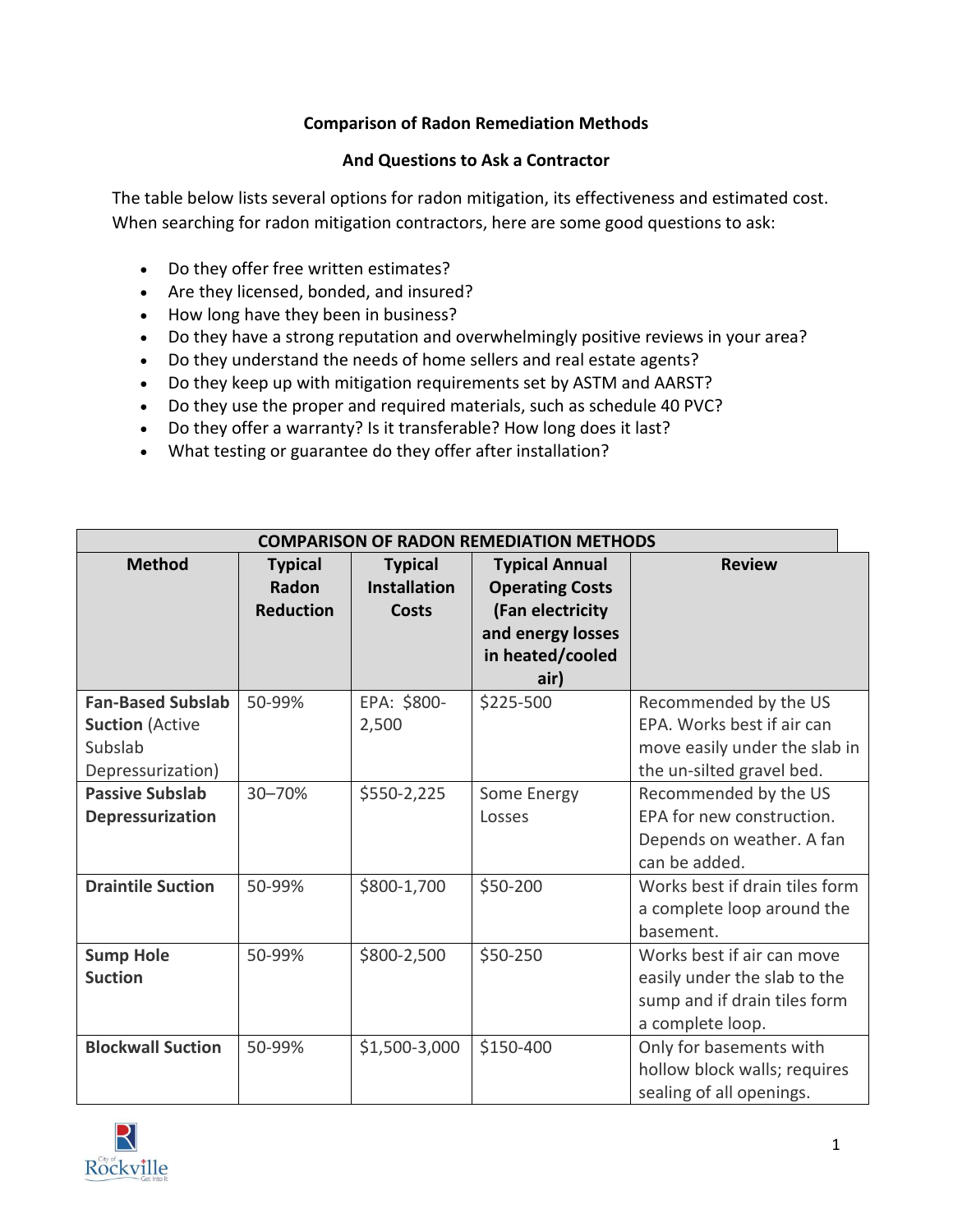# Comparison of Radon Remediation Methods

## And Questions to Ask a Contractor

The table below lists several options for radon mitigation, its effectiveness and estimated cost. When searching for radon mitigation contractors, here are some good questions to ask:

- Do they offer free written estimates?
- Are they licensed, bonded, and insured?
- How long have they been in business?
- Do they have a strong reputation and overwhelmingly positive reviews in your area?
- Do they understand the needs of home sellers and real estate agents?
- Do they keep up with mitigation requirements set by ASTM and AARST?
- Do they use the proper and required materials, such as schedule 40 PVC?
- Do they offer a warranty? Is it transferable? How long does it last?
- What testing or guarantee do they offer after installation?

| **COMPARISON OF RADON REMEDIATION METHODS** | | | | |
|---|---|---|---|---|
| **Method** | **Typical Radon Reduction** | **Typical Installation Costs** | **Typical Annual Operating Costs (Fan electricity and energy losses in heated/cooled air)** | **Review** |
| **Fan-Based Subslab Suction** (Active Subslab Depressurization) | 50-99% | EPA: $800-2,500 | $225-500 | Recommended by the US EPA. Works best if air can move easily under the slab in the un-silted gravel bed. |
| **Passive Subslab Depressurization** | 30–70% | $550-2,225 | Some Energy Losses | Recommended by the US EPA for new construction. Depends on weather. A fan can be added. |
| **Draintile Suction** | 50-99% | $800-1,700 | $50-200 | Works best if drain tiles form a complete loop around the basement. |
| **Sump Hole Suction** | 50-99% | $800-2,500 | $50-250 | Works best if air can move easily under the slab to the sump and if drain tiles form a complete loop. |
| **Blockwall Suction** | 50-99% | $1,500-3,000 | $150-400 | Only for basements with hollow block walls; requires sealing of all openings. |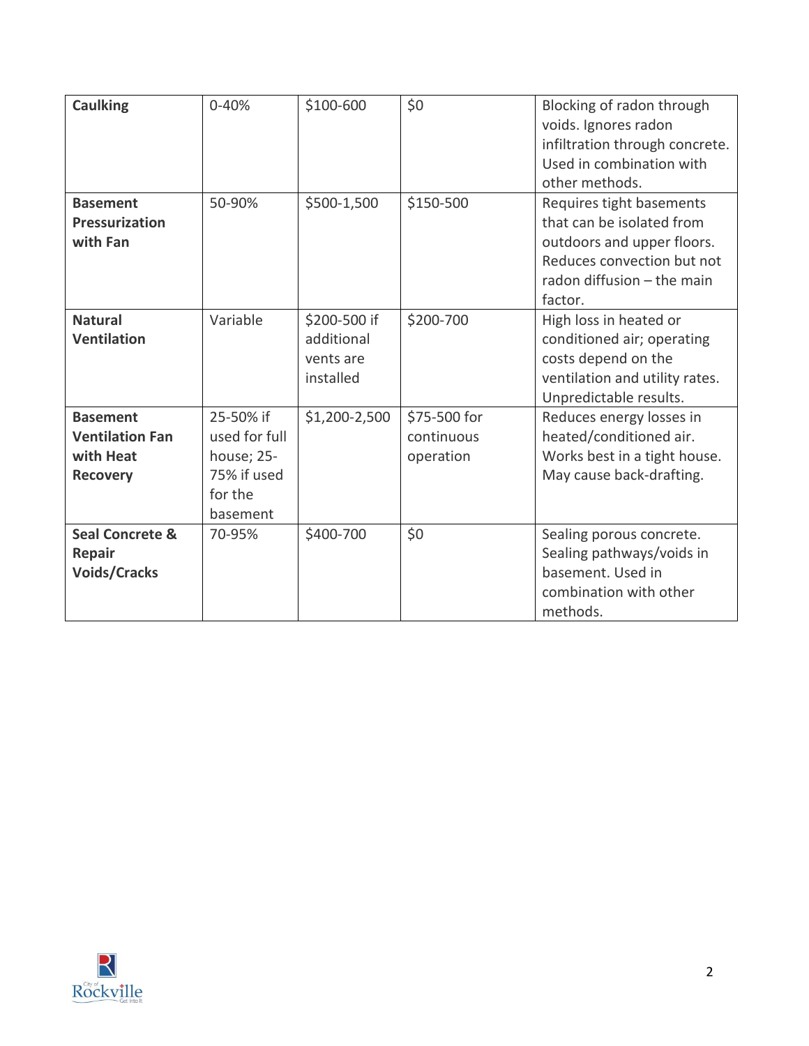| | | | | |
|---|---|---|---|---|
| **Caulking** | 0-40% | $100-600 | $0 | Blocking of radon through voids. Ignores radon infiltration through concrete. Used in combination with other methods. |
| **Basement Pressurization with Fan** | 50-90% | $500-1,500 | $150-500 | Requires tight basements that can be isolated from outdoors and upper floors. Reduces convection but not radon diffusion – the main factor. |
| **Natural Ventilation** | Variable | $200-500 if additional vents are installed | $200-700 | High loss in heated or conditioned air; operating costs depend on the ventilation and utility rates. Unpredictable results. |
| **Basement Ventilation Fan with Heat Recovery** | 25-50% if used for full house; 25-75% if used for the basement | $1,200-2,500 | $75-500 for continuous operation | Reduces energy losses in heated/conditioned air. Works best in a tight house. May cause back-drafting. |
| **Seal Concrete & Repair Voids/Cracks** | 70-95% | $400-700 | $0 | Sealing porous concrete. Sealing pathways/voids in basement. Used in combination with other methods. |